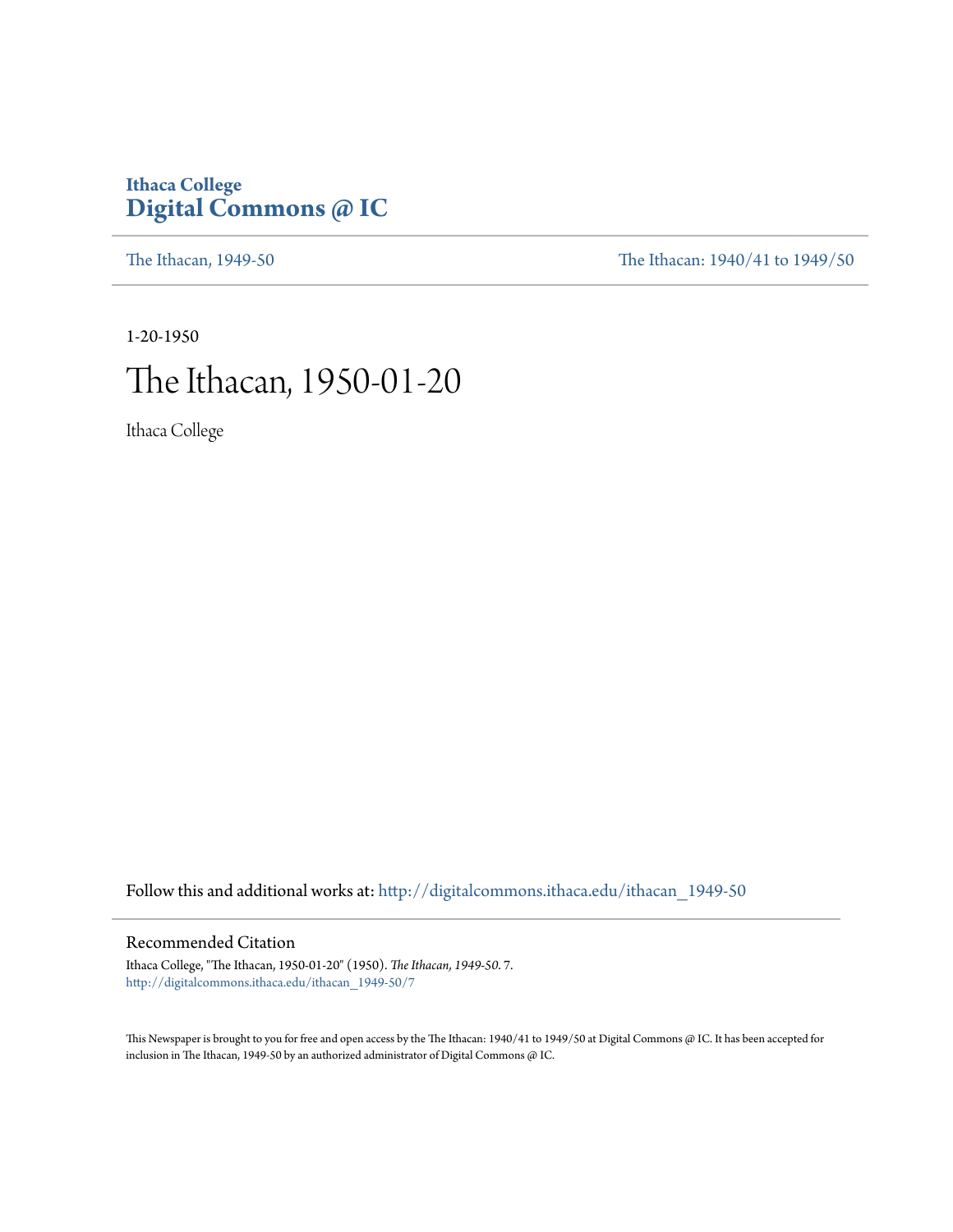# Ithaca College
# Digital Commons @ IC

The Ithacan, 1949-50

The Ithacan: 1940/41 to 1949/50

1-20-1950

# The Ithacan, 1950-01-20

Ithaca College

Follow this and additional works at: http://digitalcommons.ithaca.edu/ithacan_1949-50

## Recommended Citation

Ithaca College, "The Ithacan, 1950-01-20" (1950). *The Ithacan, 1949-50*. 7.
http://digitalcommons.ithaca.edu/ithacan_1949-50/7

This Newspaper is brought to you for free and open access by the The Ithacan: 1940/41 to 1949/50 at Digital Commons @ IC. It has been accepted for inclusion in The Ithacan, 1949-50 by an authorized administrator of Digital Commons @ IC.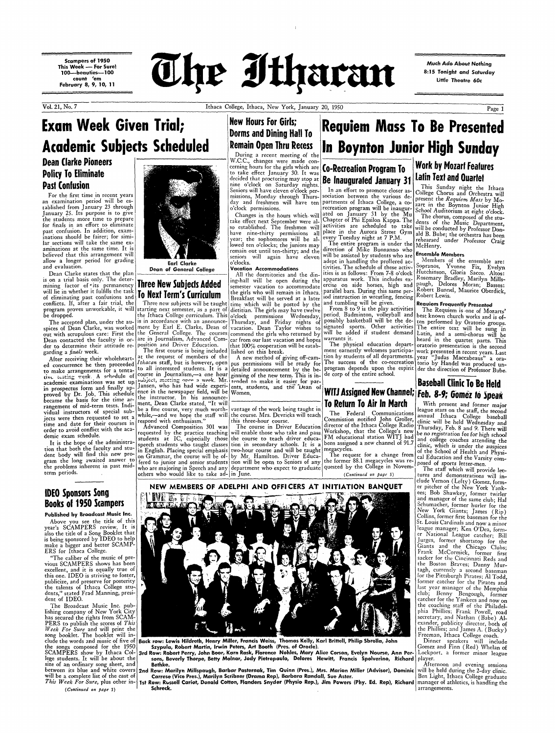Scampers of 1950
This Week — For Sure!
100—beauties—100
count 'em
February 8, 9, 10, 11

# The Ithacan

Much Ado About Nothing
8:15 Tonight and Saturday
Little Theatre 60c

Vol. 21, No. 7 — Ithaca College, Ithaca, New York, January 20, 1950

## Exam Week Given Trial; Academic Subjects Scheduled

### Dean Clarke Pioneers Policy To Eliminate Past Confusion

For the first time in recent years an examination period will be established from January 23 through January 25. Its purpose is to give the students more time to prepare for finals in an effort to eliminate past confusion. In addition, examinations should be fairer; for similar sections will take the same examinations at the same time. It is believed that this arrangement will allow a longer period for grading and evaluation.

Dean Clarke states that the plan is on a trial basis only. The determining factor of its permanency will lie in whether it fulfills the task of eliminating past confusions and conflicts. If, after a fair trial, the program proves unworkable, it will be dropped.

The accepted plan, under the auspices of Dean Clarke, was worked out with scrupulous care: First the Dean contacted the faculty in order to determine their attitude regarding a *finals* week.

After receiving their wholehearted concurrence he then proceeded to make arrangements for a tentative testing week. A schedule of academic examinations was set up in prospectus form and finally approved by Dr. Job. This schedule became the basis for the time arrangement of mid-term tests. Individual instructors of special subjects were then requested to set a time and date for their courses in order to avoid conflict with the academic exam schedule.

It is the hope of the administration that both the faculty and student body will find this new program the long awaited answer to the problems inherent in past mid-term periods.

Earl Clarke
Dean of General College

## Three New Subjects Added To Next Term's Curriculum

Three new subjects will be taught starting next semester, as a part of the Ithaca College curriculum. This is in accordance with an announcement by Earl E. Clarke, Dean of the General College. The courses are in Journalism, Advanced Composition and Driver Education.

The first course is being included at the request of members of the *Ithacan* staff, but is however, open to all interested students. It is a course in Journalism,—a one hour subject, meeting once a week. Mr. Jansen, who has had wide experience in the newspaper field, will be the instructor. In his announcement, Dean Clarke stated, "It will be a fine course, very much worthwhile,—and we hope the staff will respond with enthusiasm."

Advanced Composition 301 was requested by the practice teaching students at IC, especially those speech students who taught classes in English. Placing special emphasis on Grammar, the course will be offered to junior and senior students who are majoring in Speech and any others who would like to take advantage of the work being taught in the course. Mrs. Devricks will teach this three-hour course.

The course in Driver Education will enable those who take and pass the course to teach driver education in secondary schools. It is a two-hour course and will be taught by Mr. Hamilton. Driver Education will be open to Seniors of any department who expect to graduate in June.

## New Hours For Girls; Dorms and Dining Hall To Remain Open Thru Recess

During a recent meeting of the W.C.C., changes were made concerning hours for the girls which are to take effect January 30. It was decided that proctoring may stop at nine o'clock on Saturday nights. Seniors will have eleven o'clock permissions, Monday through Thursday and freshmen will have ten o'clock permissions.

Changes in the hours which will take effect next September were also established. The freshmen will have nine-thirty permissions all year; the sophomores will be allowed ten o'clocks; the juniors may remain out until ten-thirty; and the seniors will again have eleven o'clocks.

**Vacation Accommodations**

All the dormitories and the dining-hall will be open during the semester vacation to accommodate the girls who will remain in Ithaca. Breakfast will be served at a later time which will be posted by the dietitian. The girls may have twelve o'clock permissions Wednesday, Thursday, and Friday nights of vacation. Dean Taylor wishes to commend the girls who returned by car from our last vacation and hopes that 100% cooperation will be established on this break.

A new method of giving off-campus permissions will be ready for detailed announcement by the beginning of the new term. This is intended to make it easier for parents, students, and the Dean of Women.

## Requiem Mass To Be Presented In Boynton Junior High Sunday

### Co-Recreation Program To Be Inaugurated January 31

In an effort to promote closer association between the various departments of Ithaca College, a co-recreation program will be inaugurated on January 31 by the Mu Chapter of Phi Epsilon Kappa. The activities are scheduled to take place in the Aurora Street Gym every Tuesday night at 7 P.M.

The entire program is under the direction of Mike Buonanno who will be assisted by students who are adept in handling the proffered activities. The schedule of these activities is as follows: From 7-8 o'clock apparatus work. This includes exercise on side horses, high and parallel bars. During this same period instruction in wrestling, fencing and tumbling will be given.

From 8 to 9 is the play activities period. Badminton, volleyball and possibly basketball will be the designated sports. Other activities will be added if student demand warrants it.

The physical education department earnestly welcomes participation by students of all departments. The success of the co-recreation program depends upon the espirit de corp of the entire school.

### WITJ Assigned New Channel; To Return To Air In March

The Federal Communications Commission notified John Groller, director of the Ithaca College Radio Workshop, that the College's new FM educational station WITJ had been assigned a new channel of 91.7 megacycles.

The request for a change from the former 88.1 megacycles was requested by the College in Novem-

(Continued on page 3)

### Work by Mozart Features Latin Text and Quartet

This Sunday night the Ithaca College Chorus and Orchestra will present the *Requiem Mass* by Mozart in the Boynton Junior High School Auditorium at eight o'clock.

The chorus, composed of the students of the Music Department, will be conducted by Professor Donald B. Bube; the orchestra has been rehearsed under Professor Craig McHenry.

**Ensemble Members**

Members of the ensemble are: Sopranos, Yvonne Fix, Evelyn Hutchinson, Gloria Sacco. Altos: Rosemary Bradley, Marilyn Millspaugh, Delores Moran; Basses: Robert Bunnel, Maurice Oberdick, Robert Lewis.

**Requiem Frequently Presented**

The Requiem is one of Mozarts' best known church works and is often performed by Oratorio groups. The entire text will be sung in Latin, and a semi-chorus will be heard in the quartet parts. This oratorio presentation is the second work presented in recent years. Last year "Judas Maccabeaus" a oratorio by Handel was produced under the direction of Professor Bube.

### Baseball Clinic To Be Held Feb. 8-9; Gomez to Speak

With present and former major league stars on the staff, the second annual Ithaca College baseball clinic will be held Wednesday and Thursday, Feb. 8 and 9. There will be no registration fee for high school and college coaches attending the clinic, which is under the auspices of the School of Health and Physical Education and the Varsity composed of sports letter-men.

The staff which will provide lectures and demonstrations will include Vernon (Lefty) Gomez, former pitcher of the New York Yankees; Bob Shawkey, former twirler and manager of the same club; Hal Schumacher, former hurler for the New York Giants; James (Rip) Collins, former first baseman for the St. Louis Cardinals and now a minor league manager; Ken O'Dea, former National League catcher; Bill Jurges, former shortstop for the Giants and the Chicago Clubs; Frank McCormick, former first sacker for the Cincinnati Reds and the Boston Braves; Danny Murtagh, currently a second baseman for the Pittsburgh Pirates; Al Todd, former catcher for the Pirates and last year manager of the Memphis club; Benny Bengough, former catcher for the Yankees and now on the coaching staff of the Philadelphia Phillies; Frank Powell, road secretary, and Nathan (Babe) Alexander, publicity director, both of the Phillies; and James A. (Bucky) Freeman, Ithaca College coach.

Dinner speakers will include Gomez and Finn (Red) Whelan of Lockport, a former minor league player.

Afternoon and evening sessions will be held during the 2-day clinic. Ben Light, Ithaca College graduate manager of athletics, is handling the arrangements.

## IDEO Sponsors Song Books of 1950 Scampers

**Published by Broadcast Music Inc.**

Above you see the title of this year's SCAMPERS review. It is also the title of a Song Booklet that is being sponsored by IDEO to help make a bigger and better SCAMPERS for Ithaca College.

"The caliber of the music of previous SCAMPERS shows has been excellent, and it is equally true of this one. IDEO is striving to foster, publicize, and preserve for posterity the talents of Ithaca College students," stated Frad Manning, president of IDEO.

The Broadcast Music Inc. publishing company of New York City has secured the rights from SCAMPERS to publish the scores of *This Week For Sure* and will print the song booklet. The booklet will include the words and music of five of the songs composed for the 1950 SCAMPERS show by Ithaca College students. It will be about the size of an ordinary song sheet, and between its blue and white covers will be a complete list of the cast of *This Week For Sure*, plus other in-

(Continued on page 3)

## NEW MEMBERS OF ADELPHI AND OFFICERS AT INITIATION BANQUET

**Back row:** Lewis Hildreth, Henry Miller, Francis Weiss, Thomas Kelly, Karl Brittell, Philip Sbrolla, John Szypula, Robert Martin, Irwin Peters, Art Booth (Pres. of Oracle).
**3rd Row:** Robert Perry, John Boor, Karn Rask, Florence Nohles, Mary Alice Corson, Evelyn Nourse, Ann Persons, Beverly Thorpe, Betty Molnar, Jody Pietropaulo, Delores Hewitt, Francis Spolverino, Richard Bethke.
**2nd Row:** Marilyn Millspaugh, Barbar Pasternak, Tim Quinn (Pres.), Mrs. Marion Miller (Advisor), Dominic Carrese (Vice Pres.), Marilyn Scribner (Drama Rep), Barbara Randall, Sue Aster.
**1st Row:** Russell Cariot, Donald Cotton, Flanders Snyder (Physio Rep.), Jim Powers (Phy. Ed. Rep), Richard Schreck.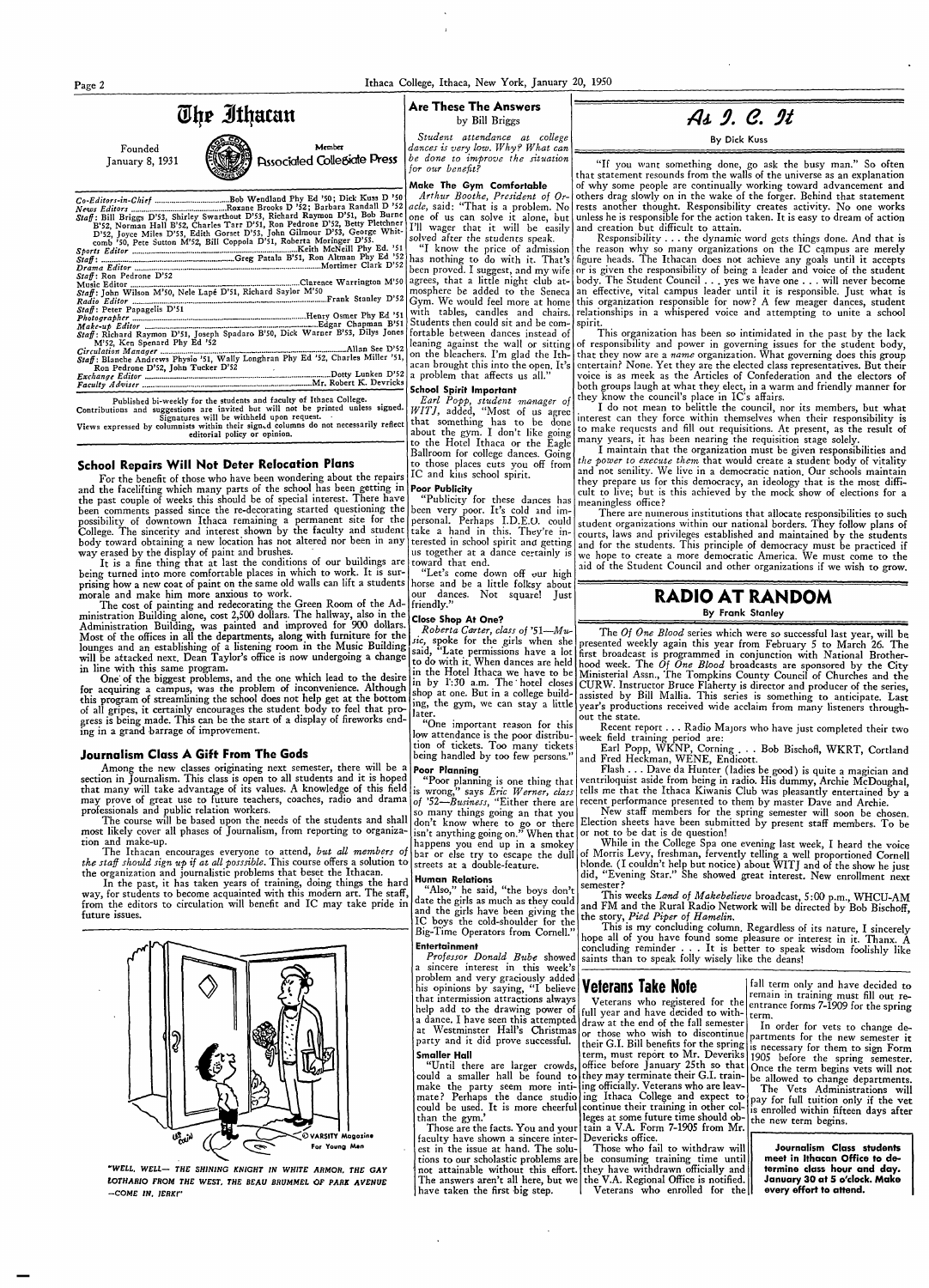# The Ithacan

Founded January 8, 1931

Member Associated Collegiate Press

Co-Editors-in-Chief ........ Bob Wendland Phy Ed '50; Dick Kuss D '50
News Editors ........ Roxane Brooks D '52; Barbara Randall D '52
Staff: Bill Briggs D'53, Shirley Swarthout D'53, Richard Raymon D'51, Bob Burne B'52, Norman Hall B'52, Charles Tarr D'51, Ron Pedrone D'52, Betty Pletchner D'52, Joyce Miles D'53, Edith Gorset D'53, John Gilmour D'53, George Whitcomb '50, Pete Sutton M'52, Bill Coppola D'51, Roberta Moringer D'53.
Sports Editor ........ Keith McNeill Phy Ed. '51
Staff: ........ Greg Patala B'51, Ron Altman Phy Ed '52
Drama Editor ........ Mortimer Clark D'52
Staff: Ron Pedrone D'52
Music Editor ........ Clarence Warrington M'50
Staff: John Wilson M'50, Nele Lapé D'51, Richard Saylor M'50
Radio Editor ........ Frank Stanley D'52
Staff: Peter Papagelis D'51
Photographer ........ Henry Osmer Phy Ed '51
Make-up Editor ........ Edgar Chapman B'51
Staff: Richard Raymon D'51, Joseph Spadaro B'50, Dick Warner B'53, Dilys Jones M'52, Ken Spenard Phy Ed '52
Circulation Manager ........ Allan See D'52
Staff: Blanche Andrews Physio '51, Wally Longhran Phy Ed '52, Charles Miller '51, Ron Pedrone D'52, John Tucker D'52
Exchange Editor ........ Dotty Lunken D'52
Faculty Adviser ........ Mr. Robert K. Devericks

Published bi-weekly for the students and faculty of Ithaca College. Contributions and suggestions are invited but will not be printed unless signed. Signatures will be withheld upon request.
Views expressed by columnists within their signed columns do not necessarily reflect editorial policy or opinion.

## School Repairs Will Not Deter Relocation Plans

For the benefit of those who have been wondering about the repairs and the facelifting which many parts of the school has been getting in the past couple of weeks this should be of special interest. There have been comments passed since the re-decorating started questioning the possibility of downtown Ithaca remaining a permanent site for the College. The sincerity and interest shown by the faculty and student body toward obtaining a new location has not altered nor been in any way erased by the display of paint and brushes.

It is a fine thing that at last the conditions of our buildings are being turned into more comfortable places in which to work. It is surprising how a new coat of paint on the same old walls can lift a students morale and make him more anxious to work.

The cost of painting and redecorating the Green Room of the Administration Building alone, cost 2,500 dollars. The hallway, also in the Administration Building, was painted and improved for 900 dollars. Most of the offices in all the departments, along with furniture for the lounges and an establishing of a listening room in the Music Building will be attacked next. Dean Taylor's office is now undergoing a change in line with this same program.

One of the biggest problems, and the one which lead to the desire for acquiring a campus, was the problem of inconvenience. Although this program of streamlining the school does not help get at the bottom of all gripes, it certainly encourages the student body to feel that progress is being made. This can be the start of a display of fireworks ending in a grand barrage of improvement.

## Journalism Class A Gift From The Gods

Among the new classes originating next semester, there will be a section in Journalism. This class is open to all students and it is hoped that many will take advantage of its values. A knowledge of this field may prove of great use to future teachers, coaches, radio and drama professionals and public relation workers.

The course will be based upon the needs of the students and shall most likely cover all phases of Journalism, from reporting to organization and make-up.

The Ithacan encourages everyone to attend, *but all members of the staff should sign up if at all possible*. This course offers a solution to the organization and journalistic problems that beset the Ithacan.

In the past, it has taken years of training, doing things the hard way, for students to become acquainted with this modern art. The staff, from the editors to circulation will benefit and IC may take pride in future issues.

*"WELL, WELL— THE SHINING KNIGHT IN WHITE ARMOR, THE GAY LOTHARIO FROM THE WEST, THE BEAU BRUMMEL OF PARK AVENUE —COME IN, JERK!"*

© VARSITY Magazine For Young Men

## Are These The Answers

by Bill Briggs

*Student attendance at college dances is very low. Why? What can be done to improve the situation for our benefit?*

### Make The Gym Comfortable

*Arthur Boothe, President of Oracle*, said: "That is a problem. No one of us can solve it alone, but I'll wager that it will be easily solved after the students speak.

"I know the price of admission has nothing to do with it. That's been proved. I suggest, and my wife agrees, that a little night club atmosphere be added to the Seneca Gym. We would feel more at home with tables, candles and chairs. Students then could sit and be comfortable between dances instead of leaning against the wall or sitting on the bleachers. I'm glad the Ithacan brought this into the open. It's a problem that affects us all."

### School Spirit Important

*Earl Popp, student manager of WITJ*, added, "Most of us agree that something has to be done about the gym. I don't like going to the Hotel Ithaca or the Eagle Ballroom for college dances. Going to those places cuts you off from IC and kills school spirit.

### Poor Publicity

"Publicity for these dances has been very poor. It's cold and impersonal. Perhaps I.D.E.O. could take a hand in this. They're interested in school spirit and getting us together at a dance certainly is toward that end.

"Let's come down off our high horse and be a little folksy about our dances. Not square! Just friendly."

### Close Shop At One?

*Roberta Carter, class of '51—Music*, spoke for the girls when she said, "Late permissions have a lot to do with it. When dances are held in the Hotel Ithaca we have to be in by 1:30 a.m. The hotel closes shop at one. But in a college building, the gym, we can stay a little later.

"One important reason for this low attendance is the poor distribution of tickets. Too many tickets being handled by too few persons."

### Poor Planning

"Poor planning is one thing that is wrong," says *Eric Werner, class of '52—Business*, "Either there are so many things going an that you don't know where to go or there isn't anything going on." When that happens you end up in a smokey bar or else try to escape the dull streets at a double-feature.

### Human Relations

"Also," he said, "the boys don't date the girls as much as they could and the girls have been giving the IC boys the cold-shoulder for the Big-Time Operators from Cornell."

### Entertainment

*Professor Donald Bube* showed a sincere interest in this week's problem and very graciously added his opinions by saying, "I believe that intermission attractions always help add to the drawing power of a dance. I have seen this attempted at Westminster Hall's Christmas party and it did prove successful.

### Smaller Hall

"Until there are larger crowds, could a smaller hall be found to make the party seem more intimate? Perhaps the dance studio could be used. It is more cheerful than the gym."

Those are the facts. You and your faculty have shown a sincere interest in the issue at hand. The solutions to our scholastic problems are not attainable without this effort. The answers aren't all here, but we have taken the first big step.

## As I. C. It

By Dick Kuss

"If you want something done, go ask the busy man." So often that statement resounds from the walls of the universe as an explanation of why some people are continually working toward advancement and others drag slowly on in the wake of the forger. Behind that statement rests another thought. Responsibility creates activity. No one works unless he is responsible for the action taken. It is easy to dream of action and creation but difficult to attain.

Responsibility . . . the dynamic word gets things done. And that is the reason why so many organizations on the IC campus are merely figure heads. The Ithacan does not achieve any goals until it accepts or is given the responsibility of being a leader and voice of the student body. The Student Council . . . yes we have one . . . will never become an effective, vital campus leader until it is responsible. Just what is this organization responsible for now? A few meager dances, student relationships in a whispered voice and attempting to unite a school spirit.

This organization has been so intimidated in the past by the lack of responsibility and power in governing issues for the student body, that they now are a *name* organization. What governing does this group entertain? None. Yet they are the elected class representatives. But their voice is as meek as the Articles of Confederation and the electors of both groups laugh at what they elect, in a warm and friendly manner for they know the council's place in IC's affairs.

I do not mean to belittle the council, nor its members, but what interest can they force within themselves when their responsibility is to make requests and fill out requisitions. At present, as the result of many years, it has been nearing the requisition stage solely.

I maintain that the organization must be given responsibilities and *the power to execute them* that would create a student body of vitality and not senility. We live in a democratic nation. Our schools maintain they prepare us for this democracy, an ideology that is the most difficult to live; but is this achieved by the mock show of elections for a meaningless office?

There are numerous institutions that allocate responsibilities to such student organizations within our national borders. They follow plans of courts, laws and privileges established and maintained by the students and for the students. This principle of democracy must be practiced if we hope to create a more democratic America. We must come to the aid of the Student Council and other organizations if we wish to grow.

## RADIO AT RANDOM

By Frank Stanley

The *Of One Blood* series which were so successful last year, will be presented weekly again this year from February 5 to March 26. The first broadcast is programmed in conjunction with National Brotherhood week. The *Of One Blood* broadcasts are sponsored by the City Ministerial Assn., The Tompkins County Council of Churches and the CURW. Instructor Bruce Flaherty is director and producer of the series, assisted by Bill Mallia. This series is something to anticipate. Last year's productions received wide acclaim from many listeners throughout the state.

Recent report . . . Radio Majors who have just completed their two week field training period are:

Earl Popp, WKNP, Corning . . . Bob Bischoff, WKRT, Cortland and Fred Heckman, WENE, Endicott.

Flash . . . Dave Hunter (ladies be good) is quite a magician and ventriloquist aside from being in radio. His dummy, Archie McDoughal, tells me that the Ithaca Kiwanis Club was pleasantly entertained by a recent performance presented to them by master Dave and Archie.

New staff members for the spring semester will soon be chosen. Election sheets have been submitted by present staff members. To be or not to be dat is de question!

While in the College Spa one evening last week, I heard the voice of Morris Levy, freshman, fervently telling a well proportioned Cornell blonde. (I couldn't help but notice) about WITJ and of the show he just did, "Evening Star." She showed great interest. New enrollment next semester?

This weeks *Land of Makebelieve* broadcast, 5:00 p.m., WHCU-AM and FM and the Rural Radio Network will be directed by Bob Bischoff, the story, *Pied Piper of Hamelin*.

This is my concluding column. Regardless of its nature, I sincerely hope all of you have found some pleasure or interest in it. Thanx. A concluding reminder . . . It is better to speak wisdom foolishly like saints than to speak folly wisely like the deans!

## Veterans Take Note

Veterans who registered for the full year and have decided to withdraw at the end of the fall semester or those who wish to discontinue their G.I. Bill benefits for the spring term, must report to Mr. Devericks office before January 25th so that they may terminate their G.I. training officially. Veterans who are leaving Ithaca College and expect to continue their training in other colleges at some future time should obtain a V.A. Form 7-1905 from Mr. Devericks office.

Those who fail to withdraw will be consuming training time until they have withdrawn officially and the V.A. Regional Office is notified.

Veterans who enrolled for the fall term only and have decided to remain in training must fill out reentrance forms 7-1909 for the spring term.

In order for vets to change departments for the new semester it is necessary for them to sign Form 1905 before the spring semester. Once the term begins vets will not be allowed to change departments.

The Vets Administrations will pay for full tuition only if the vet is enrolled within fifteen days after the new term begins.

**Journalism Class students meet in Ithacan Office to determine class hour and day. January 30 at 5 o'clock. Make every effort to attend.**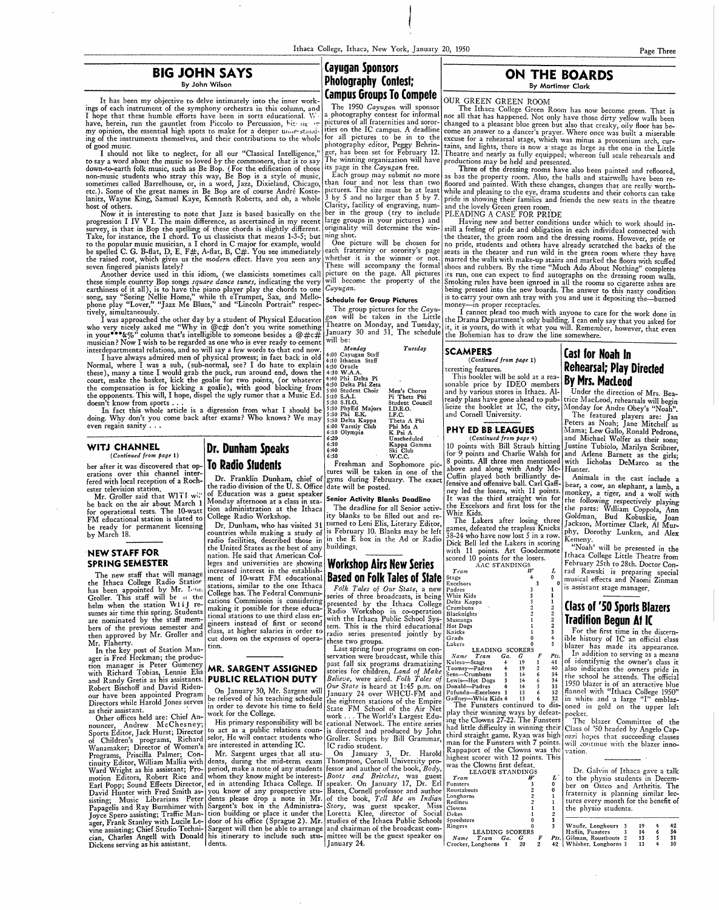## BIG JOHN SAYS

By John Wilson

It has been my objective to delve intimately into the inner workings of each instrument of the symphony orchestra in this column, and I hope that these humble efforts have been in sorts educational. We have, herein, run the gauntlet from Piccolo to Percussion, hitting in my opinion, the essential high spots to make for a deeper understanding of the instruments themselves, and their contributions to the whole of good music.

I should not like to neglect, for all our "Classical Intelligence," to say a word about the music so loved by the *commoners*, that is to say down-to-earth folk music, such as Be Bop. (For the edification of those non-music students who stray this way, Be Bop is a style of music, sometimes called Barrelhouse, or, in a word, Jazz, Dixieland, Chicago, etc.). Some of the great names in Be Bop are of course André Kostelanitz, Wayne King, Samuel Kaye, Kenneth Roberts, and oh, a whole host of others.

Now it is interesting to note that Jazz is based basically on the progression I IV V I. The main difference, as ascertained in my recent survey, is that in Bop the spelling of these chords is slightly different. Take, for instance, the I chord. To us classicists that means 1-3-5; but to the popular music musician, a I chord in C major for example, would be spelled C. G. B-flat, D, E. F#, A-flat, B, C#. You see immediately the raised root, which gives us the *modern* effect. Have you seen any seven fingered pianists lately?

Another device used in this idiom, (we classicists sometimes call these simple counrty Bop songs *square dance tunes*, indicating the very earthiness of it all), is to have the piano player play the chords to one song, say "Seeing Nellie Home," while th eTrumpet, Sax, and Mellophone play "Lover," "Jazz Me Blues," and "Lincoln Portrait" respectively, simultaneously.

I was approached the other day by a student of Physical Education who very nicely asked me "Why in @c# don't you write something in your\*\*\*&%" column that's intelligible to someone besides a @#c# musician? Now I wish to be regarded as one who is ever ready to cement interdepartmental relations, and so will say a few words to that end now.

I have always admired men of physical prowess; in fact back in old Normal, where I was a sub, (sub-normal, see? I do hate to explain these), many a time I would grab the puck, run around end, down the court, make the basket, kick the goalie for two points, (or whatever the compensation is for kicking a goalie), with good blocking from the opponents. This will, I hope, dispel the ugly rumor that a Music Ed. doesn't know from sports . . .

In fact this whole article is a digression from what I should be doing. Why don't you come back after exams? Who knows? We may even regain sanity . . .

## WITJ CHANNEL

(*Continued from page 1*)

ber after it was discovered that operations over this channel interfered with local reception of a Rochester television station.

Mr. Groller said that WITJ will be back on the air about March 1 for operational tests. The 10-watt FM educational station is slated to be ready for permanent licensing by March 18.

## NEW STAFF FOR SPRING SEMESTER

The new staff that will manage the Ithaca College Radio Station has been appointed by Mr. Thomas Groller. This staff will be at the helm when the station WITJ resumes air time this spring. Students are nominated by the staff members of the previous semester and then approved by Mr. Groller and Mr. Flaherty.

In the key post of Station Manager is Fred Heckman; the production manager is Peter Gumeney with Richard Tobias, Lennie Elis and Randy Gretis as his assistants. Robert Bischoff and David Ridenour have been appointed Program Directors while Harold Jones serves as their assistant.

Other offices held are: Chief Announcer, Andrew McChesney; Sports Editor, Jack Hurst; Director of Children's programs, Richard Wanamaker; Director of Women's Programs, Priscilla Palmer; Continuity Editor, William Mallia with Ward Wright as his assistant; Promotion Editors, Robert Rice and Earl Popp; Sound Effects Director, David Hunter with Fred Smith assisting; Music Librarians Peter Papagelis and Ray Burnhimer with Joyce Spero assisting; Traffic Manager, Frank Stanley with Lucile Levine assisting; Chief Studio Technician, Charles Angell with Donald Dickens serving as his assistant.

## Dr. Dunham Speaks To Radio Students

Dr. Franklin Dunham, chief of the radio division of the U. S. Office of Education was a guest speaker Monday afternoon at a class in station administration at the Ithaca College Radio Workshop.

Dr. Dunham, who has visited 31 countries while making a study of radio facilities, described those in the United States as the best of any nation. He said that American Colleges and universities are showing increased interest in the establishment of 10-watt FM educational stations, similar to the one Ithaca College has. The Federal Communications Commissoin is considering making it possible for these educational stations to use third class engineers instead of first or second class, at higher salaries in order to cut down on the expenses of operation.

## MR. SARGENT ASSIGNED PUBLIC RELATION DUTY

On January 30, Mr. Sargent will be relieved of his teaching schedule in order to devote his time to field work for the College.

His primary responsibility will be to act as a public relations counselor. He will contact students who are interested in attending IC.

Mr. Sargent urges that all students, during the mid-term exam period, make a note of any students whom they know might be interested in attending Ithaca College. If you know of any prospective students please drop a note in Mr. Sargent's box in the Administration building or place it under the door of his office (Sprague 2). Mr. Sargent will then be able to arrange his itinerary to include such students.

## Cayugan Sponsors Photography Contest; Campus Groups To Compete

The 1950 *Cayugan* will sponsor a photography contest for informal pictures of all fraternities and sororities on the IC campus. A deadline for all pictures to be in to the photography editor, Peggy Behringer, has been set for February 12. The winning organization will have its page in the *Cayugan* free.

Each group may submit no more than four and not less than two pictures. The size must be at least 3 by 5 and no larger than 5 by 7. Clarity, facility of engraving, number in the group (try to include large groups in your pictures) and originality will determine the winning shot.

One picture will be chosen for each fraternity or sorority's page whether it is the winner or not. These will accompany the formal picture on the page. All pictures will become the property of the *Cayugan*.

### Schedule for Group Pictures

The group pictures for the *Cayugan* will be taken in the Little Theatre on Monday, and Tuesday, January 30 and 31. The schedule will be:

| | *Monday* | *Tuesday* |
|---|---|---|
| 4:00 | Cayugan Staff | |
| 4:10 | Ithacan Staff | |
| 4:20 | Oracle | |
| 4:30 | W.A.A. | |
| 4:40 | Phi Delta Pi | |
| 4:50 | Delta Phi Zeta | |
| 5:00 | Student Choir | Men's Chorus |
| 5:10 | S.A.I. | Pi Theta Phi |
| 5:20 | S.H.O. | Student Council |
| 5:30 | PhyEd Majors | I.D.E.O. |
| 5:40 | Phi E.K. | I.F.C. |
| 5:50 | Delta Kappa | Theta A Phi |
| 6:00 | Varstiy Club | Phi Mu A |
| 6:10 | Olympia | K Psi A |
| 6:20 | | Unscheduled |
| 6:30 | | Kappa Gamma |
| 6:40 | | Ski Club |
| 6:50 | | W.C.C. |

Freshman and Sophomore pictures will be taken in one of the gyms during February. The exact date will be posted.

### Senior Activity Blanks Deadline

The deadline for all Senior activity blanks to be filled out and returned to Leni Elis, Literary Editor, is February 10. Blanks may be left in the E box in the Ad or Radio buildings.

## Workshop Airs New Series Based on Folk Tales of State

*Folk Tales of Our State*, a new series of three broadcasts, is being presented by the Ithaca College Radio Workshop in co-operation with the Ithaca Public School System. This is the third educational radio series presented jointly by these two groups.

Last spring four programs on conservation were broadcast, while this past fall six programs dramatizing stories for children, *Land of Make Believe*, were aired. *Folk Tales of Our State* is heard at 1:45 p.m. on January 24 over WHCU-FM and the eighteen stations of the Empire State FM School of the Air Network . . . The World's Largest Educational Network. The entire series is directed and produced by John Groller. Scripts by Bill Grammar, IC radio student.

On January 3, Dr. Harold Thompson, Cornell University professor and author of the book, *Body, Boots and Britches*, was guest speaker. On January 17, Dr. Erl Bates, Cornell professor and author of the book, *Tell Me an Indian Story*, was guest speaker. Miss Loretta Klee, director of Social studies of the Ithaca Public Schools and chairman of the broadcast committee will be the guest speaker on January 24.

## ON THE BOARDS

By Mortimer Clark

OUR GREEN GREEN ROOM

The Ithaca College Green Room has now become green. That is not all that has happened. Not only have those dirty yellow walls been changed to a pleasant blue green but also that creaky, oily floor has become an answer to a dancer's prayer. Where once was built a miserable excuse for a rehearsal stage, which was minus a proscenium arch, curtains, and lights, there is now a stage as large as the one in the Little Theatre and nearly as fully equipped; whereon full scale rehearsals and productions may be held and presented.

Three of the dressing rooms have also been painted and refloored, as has the property room. Also, the halls and stairwells have been refloored and painted. With these changes, changes that are really worthwhile and pleasing to the eye, drama students and their cohorts can take pride in showing their families and friends the new seats in the theatre and the lovely Green green room.

PLEADING A CASE FOR PRIDE

Having new and better conditions under which to work should instill a feeling of pride and obligation in each individual connected with the theater, the green room and the dressing rooms. However, pride or no pride, students and others have already scratched the backs of the seats in the theater and run wild in the green room where they have marred the walls with make-up stains and marked the floors with scuffed shoes and rubbers. By the time "Much Ado About Nothing" completes its run, one can expect to find autographs on the dressing room walls. Smoking rules have been ignroed in all the rooms so cigarette ashes are being pressed into the new boards. The answer to this nasty condition is to carry your own ash tray with you and use it depositing the—burned money—in proper receptacles.

I cannot plead too much with anyone to care for the work done in the Drama Department's only building. I can only say that you asked for it, it is yours, do with it what you will. Remember, however, that even the Bohemian has to draw the line somewhere.

## SCAMPERS

(*Continued from page 1*)

teresting features.

This booklet will be sold at a reasonable price by IDEO members and by various stores in Ithaca. Already plans have gone ahead to publicize the booklet at IC, the city, and Cornell University.

## PHY ED BB LEAGUES

(*Continued from page 4*)

10 points with Bill Straub hitting for 9 points and Charlie Walsh for 8 points. All three men mentioned above and along with Andy McCuffin played both brilliantly defensive and offensive ball. Carl Gaffney led the losers, with 11 points. It was the third straight win for the Excelsors and first loss for the Whiz Kids.

The Lakers after losing three games, defeated the trapless Knicks 38-24 who have now lost 5 in a row. Dick Bell led the Lakers in scoring with 11 points. Art Goodermote scored 10 points for the losers.

AAC STANDINGS

| Team | W | L |
|---|---|---|
| Stags | 4 | 0 |
| Excelsors | 3 | 0 |
| Padres | 3 | 1 |
| Whiz Kids | 3 | 1 |
| Delta Kappa | 3 | 1 |
| Crumbuns | 2 | 2 |
| Blacknights | 2 | 2 |
| Mustangs | 1 | 2 |
| Hot Dogs | 1 | 2 |
| Knicks | 1 | 3 |
| Grads | 0 | 4 |
| Lakers | 0 | 5 |

LEADING SCORERS

| Name | Team | Ga. | G | F | Pts. |
|---|---|---|---|---|---|
| Kulesa | Stags | 4 | 19 | 3 | 41 |
| Toomey | Padres | 4 | 19 | 2 | 40 |
| Sens | Crumbuns | 3 | 14 | 6 | 34 |
| Lewis | Hot Dogs | 3 | 14 | 6 | 34 |
| Donald | Padres | 4 | 14 | 5 | 33 |
| Pafunda | Excelsors | 3 | 13 | 6 | 32 |
| Gaffney | Whiz Kids | 4 | 13 | 6 | 32 |

The Funsters continued to display their winning ways by defeating the Clowns 27-22. The Funsters had little difficulty in winning their third straight game. Ryan was high man for the Funsters with 7 points. Rappaport of the Clowns was the highest scorer with 12 points. This was the Clowns first defeat.

LEAGUE STANDINGS

| Team | W | L |
|---|---|---|
| Funsters | 3 | 0 |
| Roustabouts | 2 | 0 |
| Longhorns | 2 | 1 |
| Redineu | 2 | 1 |
| Clowns | 1 | 1 |
| Dekes | 1 | 2 |
| Speedsters | 0 | 3 |
| Ringers | 0 | 3 |

LEADING SCORERS

| Name | Team | Ga. | G | F | Pts. |
|---|---|---|---|---|---|
| Crocker | Longhorns | 3 | 20 | 2 | 42 |
| Waufle | Longhours | 3 | 19 | 4 | 42 |
| Haflin | Funsters | 3 | 14 | 6 | 34 |
| Gilman | Roustbouts | 2 | 13 | 5 | 31 |
| Whisher | Longhorns | 3 | 13 | 4 | 30 |

## Cast for Noah In Rehearsal; Play Directed By Mrs. MacLeod

Under the direction of Mrs. Beatrice MacLeod, rehearsals will begin Monday for Andre Obey's "Noah".

The featured players are: Jan Peters as Noah; Jane Mitchell as Mama; Lew Gallo, Ronald Pedrone, and Michael Wolfer as their sons; Justine Tubiolo, Marilyn Scribner, and Arlene Barnett as the girls; with Nicholas DeMarco as the Hunter.

Animals in the cast include a bear, a cow, an elephant, a lamb, a monkey, a tiger, and a wolf with the following respectively playing the parts: William Coppola, Ann Goldman, Bud Kobuskie, Joan Jackson, Mortimer Clark, Al Murphy, Dorothy Lunken, and Alex Kemeny.

"Noah" will be presented in the Ithaca College Little Theatre from February 25th to 28th. Doctor Conrad Rawski is preparing special musical effects and Naomi Zinman is assistant stage manager.

## Class of '50 Sports Blazers Tradition Begun At IC

For the first time in the discernible history of IC an official class blazer has made its appearance.

In addition to serving as a means of identifying the owner's class it also indicates the owners pride in the school he attends. The official 1950 blazer is of an attractive blue flannel with "Ithaca College 1950" in white and a large "I" emblazoned in gold on the upper left pocket.

The blazer Committee of the Class of '50 headed by Angelo Capozzi hopes that succeeding classes will continue with the blazer innovation.

Dr. Galvin of Ithaca gave a talk to the physio students in December on Osteo and Arthritis. The fraternity is planning similar lectures every month for the benefit of the physio students.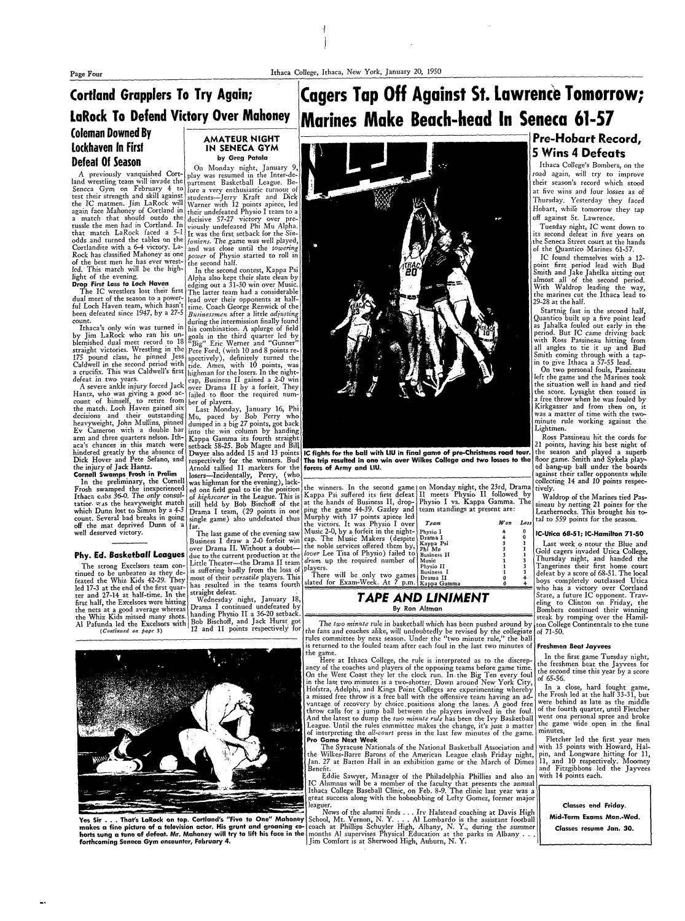# Cortland Grapplers To Try Again; LaRock To Defend Victory Over Mahoney

## Coleman Downed By Lockhaven In First Defeat Of Season

A previously vanquished Cortland wrestling team will invade the Seneca Gym on February 4 to test their strength and skill against the IC matmen. Jim LaRock will again face Mahoney of Cortland in a match that should outdo the tussle the men had in Cortland. In that match LaRock faced a 5-1 odds and turned the tables on the Cortlandite with a 6-4 victory. LaRock has classified Mahoney as one of the best men he has ever wrestled. This match will be the highlight of the evening.

**Drop First Loss to Loch Haven**

The IC wrestlers lost their first dual meet of the season to a powerful Loch Haven team, which hasn't been defeated since 1947, by a 27-5 count.

Ithaca's only win was turned in by Jim LaRock who ran his unblemished dual meet record to 18 straight victories. Wrestling in the 175 pound class, he pinned Jess Caldwell in the second period with a crucifix. This was Caldwell's first defeat in two years.

A severe ankle injury forced Jack Hantz, who was giving a good account of himself, to retire from the match. Loch Haven gained six decisions and their outstanding heavyweight, John Mullins, pinned Ev Cameron with a double bar arm and three quarters nelson. Ithaca's chances in this match were hindered greatly by the absence of Dick Hover and Pete Sefano, and the injury of Jack Hantz.

**Cornell Swamps Frosh in Prelim**

In the preliminary, the Cornell Frosh swamped the inexperienced Ithaca cubs 36-0. The only consultation was the heavyweight match which Dunn lost to Simon by a 4-3 count. Several bad breaks in going off the mat deprived Dunn of a well deserved victory.

## Phy. Ed. Basketball Leagues

The strong Excelsors team continued to be unbeaten as they defeated the Whiz Kids 42-29. They led 17-3 at the end of the first quarter and 27-14 at half-time. In the first half, the Excelsors were hitting the nets at a good average whereas the Whiz Kids missed many shots. Al Pafunda led the Excelsors with

(Continued on page 3)

## AMATEUR NIGHT IN SENECA GYM

by Greg Patala

On Monday night, January 9, play was resumed in the Inter-department Basketball League. Before a very enthusiastic turnout of students—Jerry Kraft and Dick Warner with 12 points apiece, led their undefeated Physio I team to a decisive 57-27 victory over previously undefeated Phi Mu Alpha. It was the first setback for the *Sinfonians*. The game was well played, and was close until the *towering power* of Physio started to roll in the second half.

In the second contest, Kappa Psi Alpha also kept their slate clean by edging out a 31-30 win over Music. The latter team had a considerable lead over their opponents at half-time. Coach George Renwick of the *Businessmen* after a little *adjusting* during the intermission finally found his combination. A splurge of field goals in the third quarter led by "Big" Eric Werner and "Gunner" Pete Ford, (with 10 and 8 points respectively), definitely turned the tide. Ames, with 10 points, was highman for the losers. In the nightcap, Business II gained a 2-0 win over Drama II by a forfeit. They failed to floor the required number of players.

Last Monday, January 16, Phi Mu, paced by Bob Perry who dumped in a big 27 points, got back into the win column by handing Kappa Gamma its fourth straight setback 58-25. Bob Magee and Bill Dwyer also added 15 and 13 points respectively for the winners. Bud Arnold tallied 11 markers for the losers—Incidentally, Perry, (who was highman for the evening), lacked one field goal to tie the position of *highscorer* in the League. This is still held by Bob Bischoff of the Drama I team, (29 points in one single game) also undefeated thus far.

The last game of the evening saw Business I draw a 2-0 forfeit win over Drama II. Without a doubt—due to the current production at the Little Theater—the Drama II team is suffering badly from the loss of most of their *versatile* players. This has resulted in the teams fourth straight defeat.

Wednesday night, January 18, Drama I continued undefeated by handing Physio II a 36-20 setback. Bob Bischoff, and Jack Hurst got 12 and 11 points respectively for the winners. In the second game Kappa Psi suffered its first defeat at the hands of Business II, dropping the game 44-39. Gazley and Murphy with 17 points apiece led the victors. It was Physio I over Music 2-0, by a forfeit in the nightcap. The Music Makers (despite the noble services offered them by *lover* Lee Tisa of Physio) failed to *drum* up the required number of players.

There will be only two games slated for Exam-Week. At 7 p.m. on Monday night, the 23rd, Drama II meets Physio II followed by Physio I vs. Kappa Gamma. The team standings at present are:

| Team | Won | Loss |
|---|---|---|
| Physio I | 4 | 0 |
| Drama I | 4 | 0 |
| Kappa Psi | 3 | 1 |
| Phi Mu | 3 | 1 |
| Business II | 3 | 1 |
| Music | 1 | 3 |
| Physio II | 1 | 3 |
| Business I | 1 | 3 |
| Drama II | 0 | 4 |
| Kappa Gamma | 0 | 4 |

# Cagers Tap Off Against St. Lawrence Tomorrow; Marines Make Beach-head In Seneca 61-57

IC fights for the ball with LIU in final game of pre-Christmas road tour. The trip resulted in one win over Wilkes College and two losses to the forces of Army and LIU.

Yes Sir . . . That's LaRock on top. Cortland's "Five to One" Mahoney makes a fine picture of a television actor. His grunt and groaning cohorts sung a tune of defeat. Mr. Mahoney will try to lift his face in the forthcoming Seneca Gym encounter, February 4.

## Pre-Hobart Record, 5 Wins 4 Defeats

Ithaca College's Bombers, on the road again, will try to improve their season's record which stood at five wins and four losses as of Thursday. Yesterday they faced Hobart, while tomorrow they tap off against St. Lawrence.

Tuesday night, IC went down to its second defeat in five years on the Seneca Street court at the hands of the Quantico Marines 61-57.

IC found themselves with a 12-point first period lead with Bud Smith and Jake Jahelka sitting out almost all of the second period. With Waldrop leading the way, the marines cut the Ithaca lead to 29-28 at the half.

Starting fast in the second half, Quantico built up a five point lead as Jahelka fouled out early in the period. But IC came driving back with Ross Passineau hitting from all angles to tie it up and Bud Smith coming through with a tap-in to give Ithaca a 57-55 lead.

On two personal fouls, Passineau left the game and the Marines took the situation well in hand and tied the score. Lysaght then tossed in a free throw when he was fouled by Kirkgasser and from then on, it was a matter of time with the two-minute rule working against the Lightmen.

Ross Passineau hit the cords for 21 points, having his best night of the season and played a superb floor game. Smith and Sykela played bang-up ball under the boards against their taller opponents while collecting 14 and 10 points respectively.

Waldrop of the Marines tied Passineau by netting 21 points for the Leathernecks. This brought his total to 559 points for the season.

**IC-Utica 68-51; IC-Hamilton 71-50**

Last week o ntour the Blue and Gold cagers invaded Utica College, Thursday night, and handed the Tangerines their first home court defeat by a score of 68-51. The local boys completely outclassed Utica who has a victory over Cortland State, a future IC opponent. Traveling to Clinton on Friday, the Bombers continued their winning steak by romping over the Hamilton College Continentals to the tune of 71-50.

**Freshmen Beat Jayvees**

In the first game Tuesday night, the freshmen beat the Jayvees for the second time this year by a score of 65-56.

In a close, hard fought game, the Frosh led at the half 33-31, but were behind as late as the middle of the fourth quarter, until Fletcher went ona personal spree and broke the game wide open in the final minutes.

Fletcher led the first year men with 15 points with Howard, Halpin, and Longware hitting for 11, 11, and 10 respectively. Moomey and Fitzgibbons led the Jayvees with 14 points each.

Classes end Friday.
Mid-Term Exams Mon.-Wed.
Classes resume Jan. 30.

## TAPE AND LINIMENT

By Ron Altman

The *two minute* rule in basketball which has been pushed around by the fans and coaches alike, will undoubtedly be revised by the collegiate rules committee by next season. Under the "two minute rule," the ball is returned to the fouled team after each foul in the last two minutes of the game.

Here at Ithaca College, the rule is interpreted as to the discrepancy of the coaches and players of the opposing teams before game time. On the West Coast they let the clock run. In the Big Ten every foul in the last two minutes is a two-shotter. Down around New York City, Hofstra, Adelphi, and Kings Point Colleges are experimenting whereby a missed free throw is a free ball with the offensive team having an advantage of recovery by choice positions along the lanes. A good free throw calls for a jump ball between the players involved in the foul. And the latest to dump the *two minute rule* has been the Ivy Basketball League. Until the rules committee makes the change, it's just a matter of interpreting the *all-court* press in the last few minutes of the game.

**Pro Game Next Week**

The Syracuse Nationals of the National Basketball Association and the Wilkes-Barre Barons of the American League clash Friday night, Jan. 27 at Barton Hall in an exhibition game or the March of Dimes Benefit.

Eddie Sawyer, Manager of the Philadelphia Phillies and also an IC Alumnus will be a member of the faculty that presents the annual Ithaca College Baseball Clinic, on Feb. 8-9. The clinic last year was a great success along with the hobnobbing of Lefty Gomez, former major leaguer.

News of the alumni finds . . . Irv Halstead coaching at Davis High School, Mt. Vernon, N. Y. . . . Al Lombardo is the assistant football coach at Phillips Schuyler High, Albany, N. Y., during the summer months Al supervises Physical Education at the parks in Albany . . . Jim Comfort is at Sherwood High, Auburn, N. Y.